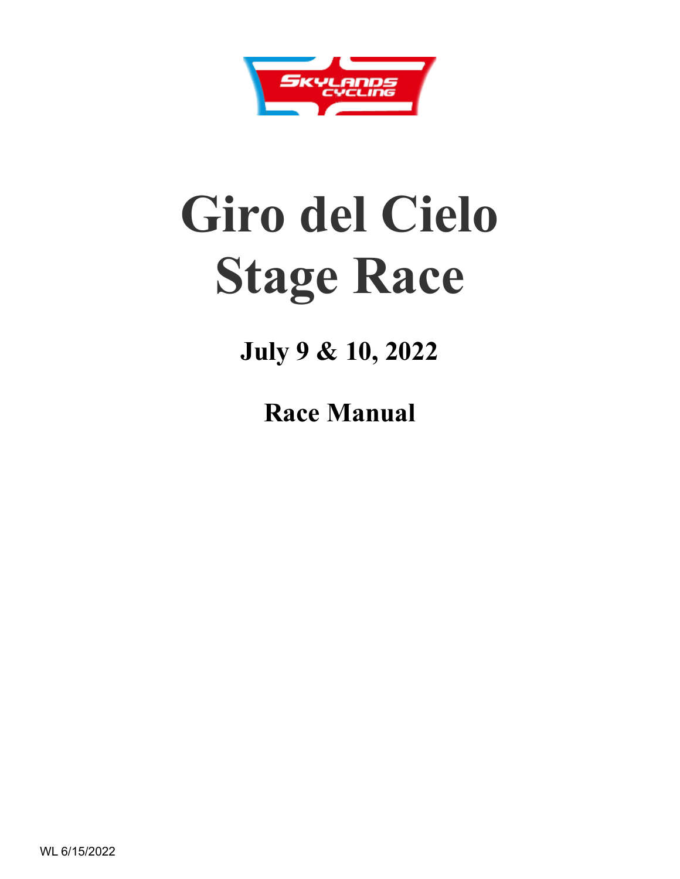Skylands Cycling

# Giro del Cielo Stage Race

## July 9 & 10, 2022

## Race Manual

WL 6/15/2022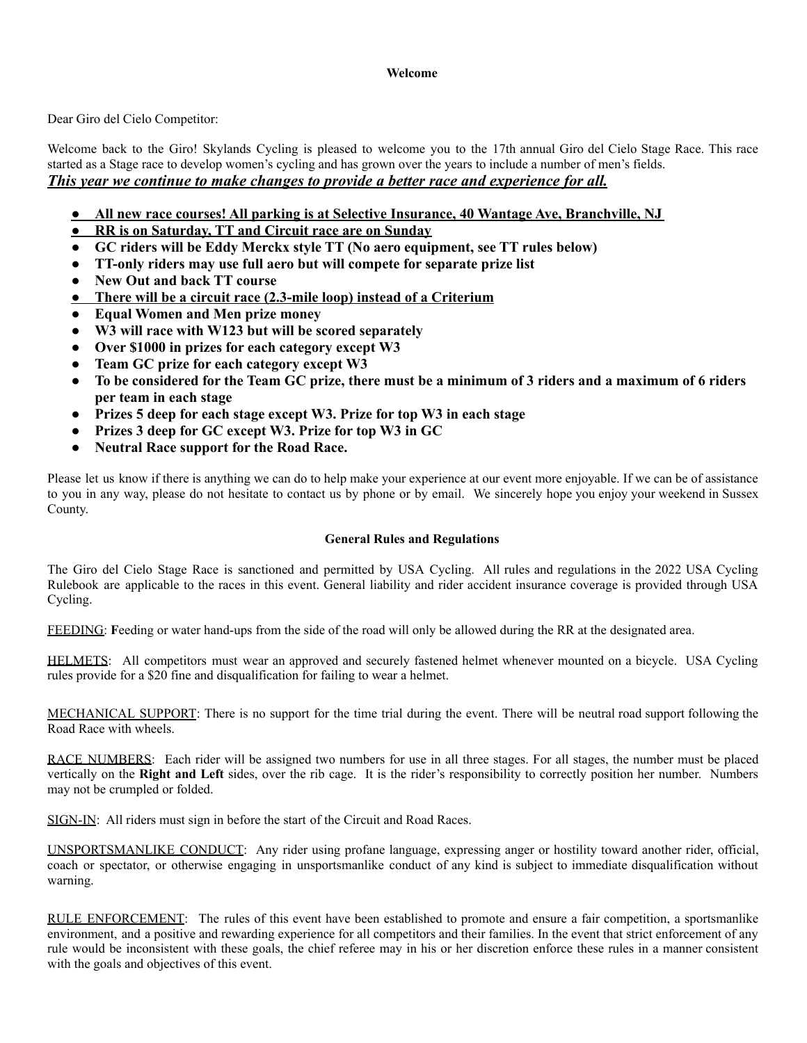### Welcome

Dear Giro del Cielo Competitor:

Welcome back to the Giro! Skylands Cycling is pleased to welcome you to the 17th annual Giro del Cielo Stage Race. This race started as a Stage race to develop women's cycling and has grown over the years to include a number of men's fields.

***This year we continue to make changes to provide a better race and experience for all.***

- **All new race courses! All parking is at Selective Insurance, 40 Wantage Ave, Branchville, NJ**
- **RR is on Saturday, TT and Circuit race are on Sunday**
- **GC riders will be Eddy Merckx style TT (No aero equipment, see TT rules below)**
- **TT-only riders may use full aero but will compete for separate prize list**
- **New Out and back TT course**
- **There will be a circuit race (2.3-mile loop) instead of a Criterium**
- **Equal Women and Men prize money**
- **W3 will race with W123 but will be scored separately**
- **Over $1000 in prizes for each category except W3**
- **Team GC prize for each category except W3**
- **To be considered for the Team GC prize, there must be a minimum of 3 riders and a maximum of 6 riders per team in each stage**
- **Prizes 5 deep for each stage except W3. Prize for top W3 in each stage**
- **Prizes 3 deep for GC except W3. Prize for top W3 in GC**
- **Neutral Race support for the Road Race.**

Please let us know if there is anything we can do to help make your experience at our event more enjoyable. If we can be of assistance to you in any way, please do not hesitate to contact us by phone or by email. We sincerely hope you enjoy your weekend in Sussex County.

### General Rules and Regulations

The Giro del Cielo Stage Race is sanctioned and permitted by USA Cycling. All rules and regulations in the 2022 USA Cycling Rulebook are applicable to the races in this event. General liability and rider accident insurance coverage is provided through USA Cycling.

FEEDING: **F**eeding or water hand-ups from the side of the road will only be allowed during the RR at the designated area.

HELMETS: All competitors must wear an approved and securely fastened helmet whenever mounted on a bicycle. USA Cycling rules provide for a $20 fine and disqualification for failing to wear a helmet.

MECHANICAL SUPPORT: There is no support for the time trial during the event. There will be neutral road support following the Road Race with wheels.

RACE NUMBERS: Each rider will be assigned two numbers for use in all three stages. For all stages, the number must be placed vertically on the **Right and Left** sides, over the rib cage. It is the rider's responsibility to correctly position her number. Numbers may not be crumpled or folded.

SIGN-IN: All riders must sign in before the start of the Circuit and Road Races.

UNSPORTSMANLIKE CONDUCT: Any rider using profane language, expressing anger or hostility toward another rider, official, coach or spectator, or otherwise engaging in unsportsmanlike conduct of any kind is subject to immediate disqualification without warning.

RULE ENFORCEMENT: The rules of this event have been established to promote and ensure a fair competition, a sportsmanlike environment, and a positive and rewarding experience for all competitors and their families. In the event that strict enforcement of any rule would be inconsistent with these goals, the chief referee may in his or her discretion enforce these rules in a manner consistent with the goals and objectives of this event.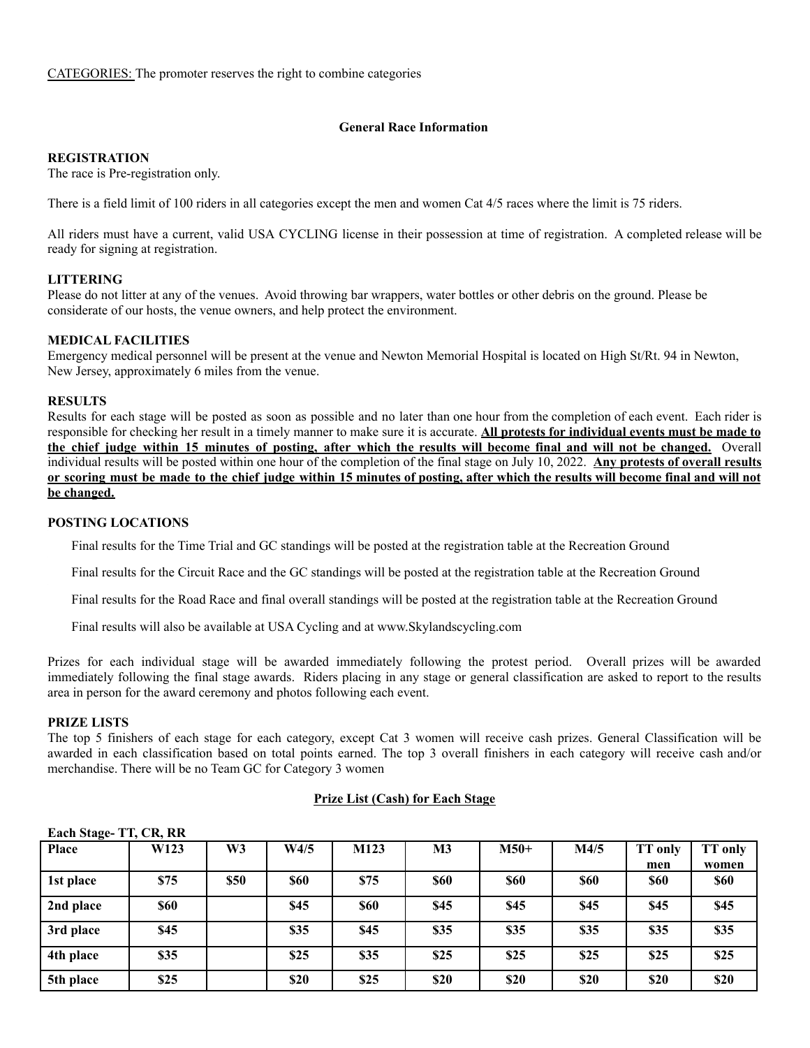CATEGORIES: The promoter reserves the right to combine categories

### General Race Information

**REGISTRATION**

The race is Pre-registration only.

There is a field limit of 100 riders in all categories except the men and women Cat 4/5 races where the limit is 75 riders.

All riders must have a current, valid USA CYCLING license in their possession at time of registration. A completed release will be ready for signing at registration.

**LITTERING**

Please do not litter at any of the venues. Avoid throwing bar wrappers, water bottles or other debris on the ground. Please be considerate of our hosts, the venue owners, and help protect the environment.

**MEDICAL FACILITIES**

Emergency medical personnel will be present at the venue and Newton Memorial Hospital is located on High St/Rt. 94 in Newton, New Jersey, approximately 6 miles from the venue.

**RESULTS**

Results for each stage will be posted as soon as possible and no later than one hour from the completion of each event. Each rider is responsible for checking her result in a timely manner to make sure it is accurate. **All protests for individual events must be made to the chief judge within 15 minutes of posting, after which the results will become final and will not be changed.** Overall individual results will be posted within one hour of the completion of the final stage on July 10, 2022. **Any protests of overall results or scoring must be made to the chief judge within 15 minutes of posting, after which the results will become final and will not be changed.**

**POSTING LOCATIONS**

Final results for the Time Trial and GC standings will be posted at the registration table at the Recreation Ground

Final results for the Circuit Race and the GC standings will be posted at the registration table at the Recreation Ground

Final results for the Road Race and final overall standings will be posted at the registration table at the Recreation Ground

Final results will also be available at USA Cycling and at www.Skylandscycling.com

Prizes for each individual stage will be awarded immediately following the protest period. Overall prizes will be awarded immediately following the final stage awards. Riders placing in any stage or general classification are asked to report to the results area in person for the award ceremony and photos following each event.

**PRIZE LISTS**

The top 5 finishers of each stage for each category, except Cat 3 women will receive cash prizes. General Classification will be awarded in each classification based on total points earned. The top 3 overall finishers in each category will receive cash and/or merchandise. There will be no Team GC for Category 3 women

**Prize List (Cash) for Each Stage**

**Each Stage- TT, CR, RR**

| Place | W123 | W3 | W4/5 | M123 | M3 | M50+ | M4/5 | TT only men | TT only women |
|---|---|---|---|---|---|---|---|---|---|
| 1st place | $75 | $50 | $60 | $75 | $60 | $60 | $60 | $60 | $60 |
| 2nd place | $60 | | $45 | $60 | $45 | $45 | $45 | $45 | $45 |
| 3rd place | $45 | | $35 | $45 | $35 | $35 | $35 | $35 | $35 |
| 4th place | $35 | | $25 | $35 | $25 | $25 | $25 | $25 | $25 |
| 5th place | $25 | | $20 | $25 | $20 | $20 | $20 | $20 | $20 |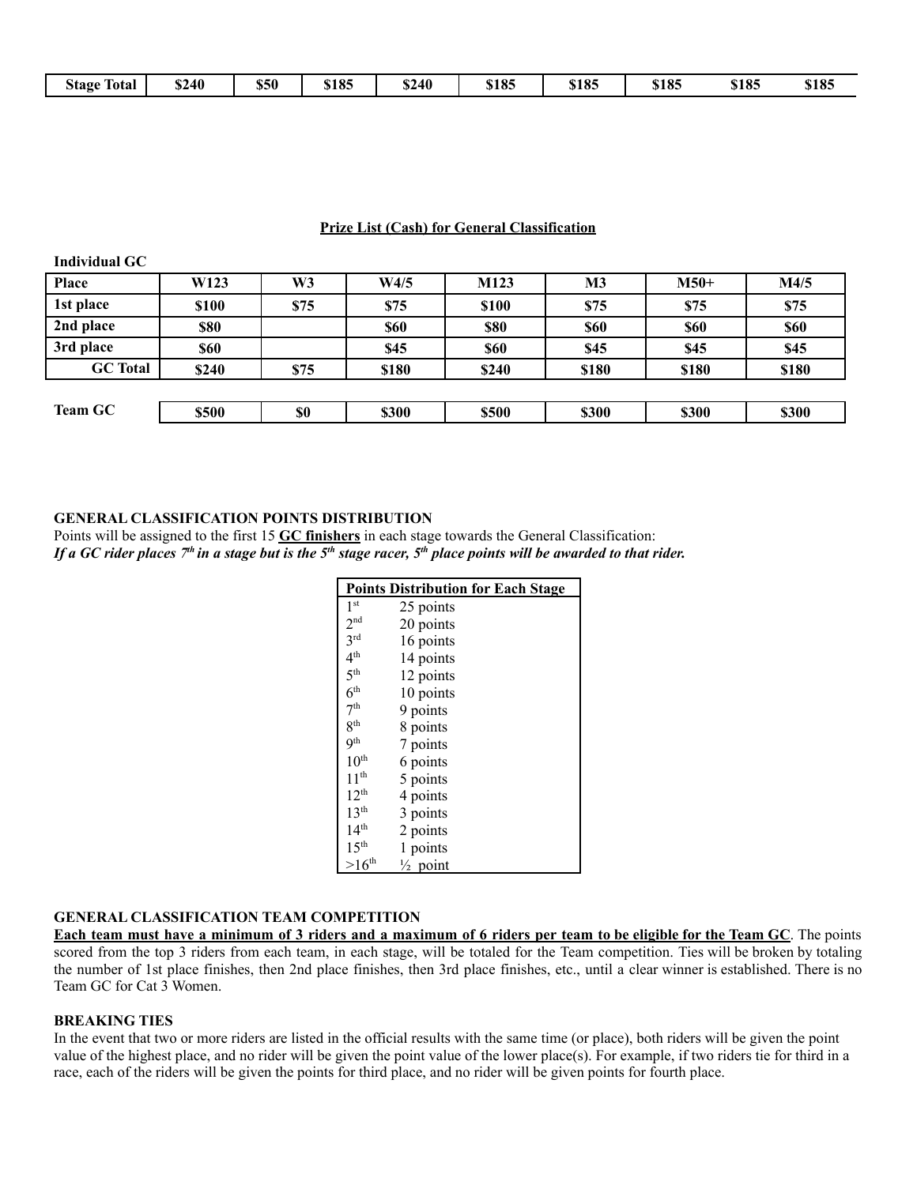| Stage Total | $240 | $50 | $185 | $240 | $185 | $185 | $185 | $185 | $185 |
|---|---|---|---|---|---|---|---|---|---|

**Prize List (Cash) for General Classification**

**Individual GC**

| Place | W123 | W3 | W4/5 | M123 | M3 | M50+ | M4/5 |
|---|---|---|---|---|---|---|---|
| 1st place | $100 | $75 | $75 | $100 | $75 | $75 | $75 |
| 2nd place | $80 | | $60 | $80 | $60 | $60 | $60 |
| 3rd place | $60 | | $45 | $60 | $45 | $45 | $45 |
| GC Total | $240 | $75 | $180 | $240 | $180 | $180 | $180 |

| Team GC | $500 | $0 | $300 | $500 | $300 | $300 | $300 |
|---|---|---|---|---|---|---|---|

**GENERAL CLASSIFICATION POINTS DISTRIBUTION**

Points will be assigned to the first 15 **GC finishers** in each stage towards the General Classification:
***If a GC rider places 7th in a stage but is the 5th stage racer, 5th place points will be awarded to that rider.***

| Points Distribution for Each Stage | |
|---|---|
| 1st | 25 points |
| 2nd | 20 points |
| 3rd | 16 points |
| 4th | 14 points |
| 5th | 12 points |
| 6th | 10 points |
| 7th | 9 points |
| 8th | 8 points |
| 9th | 7 points |
| 10th | 6 points |
| 11th | 5 points |
| 12th | 4 points |
| 13th | 3 points |
| 14th | 2 points |
| 15th | 1 points |
| >16th | ½ point |

**GENERAL CLASSIFICATION TEAM COMPETITION**

**Each team must have a minimum of 3 riders and a maximum of 6 riders per team to be eligible for the Team GC**. The points scored from the top 3 riders from each team, in each stage, will be totaled for the Team competition. Ties will be broken by totaling the number of 1st place finishes, then 2nd place finishes, then 3rd place finishes, etc., until a clear winner is established. There is no Team GC for Cat 3 Women.

**BREAKING TIES**

In the event that two or more riders are listed in the official results with the same time (or place), both riders will be given the point value of the highest place, and no rider will be given the point value of the lower place(s). For example, if two riders tie for third in a race, each of the riders will be given the points for third place, and no rider will be given points for fourth place.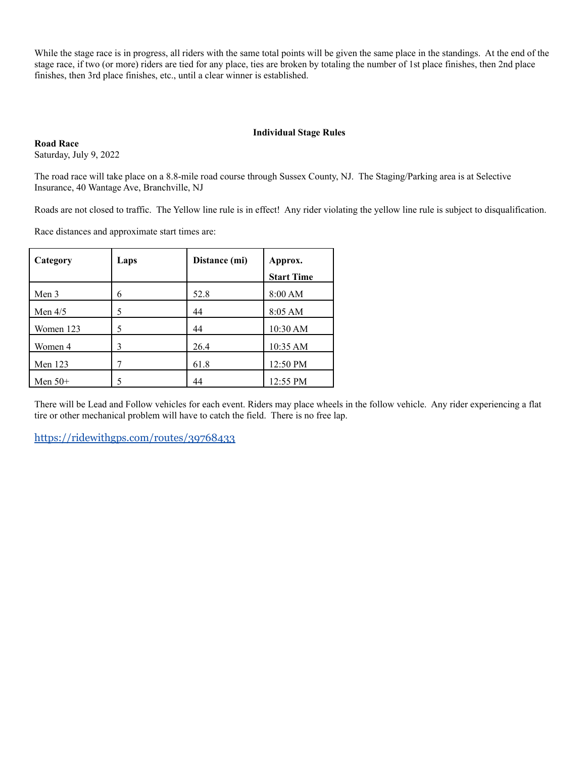While the stage race is in progress, all riders with the same total points will be given the same place in the standings. At the end of the stage race, if two (or more) riders are tied for any place, ties are broken by totaling the number of 1st place finishes, then 2nd place finishes, then 3rd place finishes, etc., until a clear winner is established.

## Individual Stage Rules

**Road Race**
Saturday, July 9, 2022

The road race will take place on a 8.8-mile road course through Sussex County, NJ. The Staging/Parking area is at Selective Insurance, 40 Wantage Ave, Branchville, NJ

Roads are not closed to traffic. The Yellow line rule is in effect! Any rider violating the yellow line rule is subject to disqualification.

Race distances and approximate start times are:

| Category | Laps | Distance (mi) | Approx. Start Time |
|---|---|---|---|
| Men 3 | 6 | 52.8 | 8:00 AM |
| Men 4/5 | 5 | 44 | 8:05 AM |
| Women 123 | 5 | 44 | 10:30 AM |
| Women 4 | 3 | 26.4 | 10:35 AM |
| Men 123 | 7 | 61.8 | 12:50 PM |
| Men 50+ | 5 | 44 | 12:55 PM |

There will be Lead and Follow vehicles for each event. Riders may place wheels in the follow vehicle. Any rider experiencing a flat tire or other mechanical problem will have to catch the field. There is no free lap.

https://ridewithgps.com/routes/39768433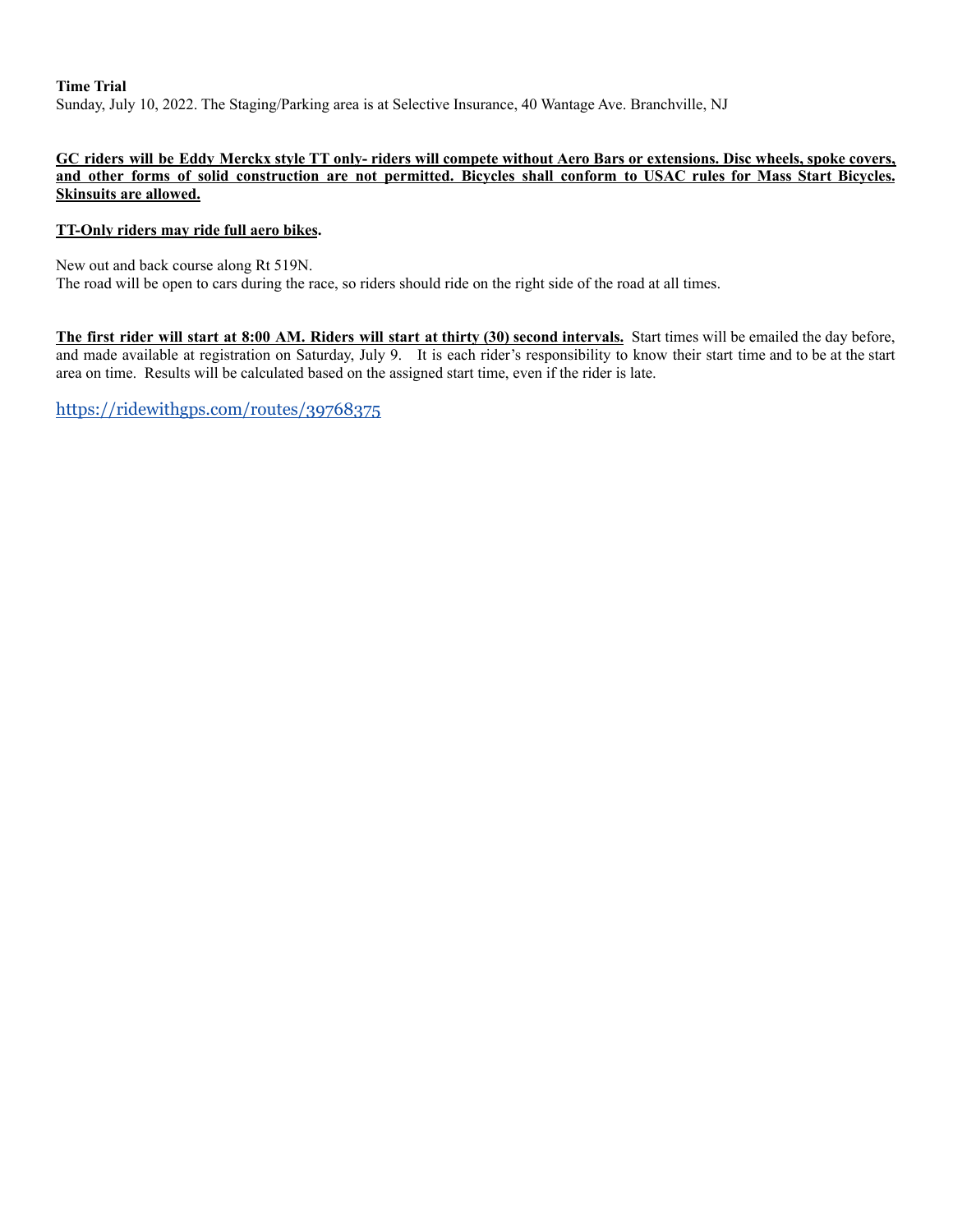**Time Trial**
Sunday, July 10, 2022. The Staging/Parking area is at Selective Insurance, 40 Wantage Ave. Branchville, NJ

**GC riders will be Eddy Merckx style TT only- riders will compete without Aero Bars or extensions. Disc wheels, spoke covers, and other forms of solid construction are not permitted. Bicycles shall conform to USAC rules for Mass Start Bicycles. Skinsuits are allowed.**

**TT-Only riders may ride full aero bikes.**

New out and back course along Rt 519N.
The road will be open to cars during the race, so riders should ride on the right side of the road at all times.

**The first rider will start at 8:00 AM. Riders will start at thirty (30) second intervals.** Start times will be emailed the day before, and made available at registration on Saturday, July 9. It is each rider's responsibility to know their start time and to be at the start area on time. Results will be calculated based on the assigned start time, even if the rider is late.

https://ridewithgps.com/routes/39768375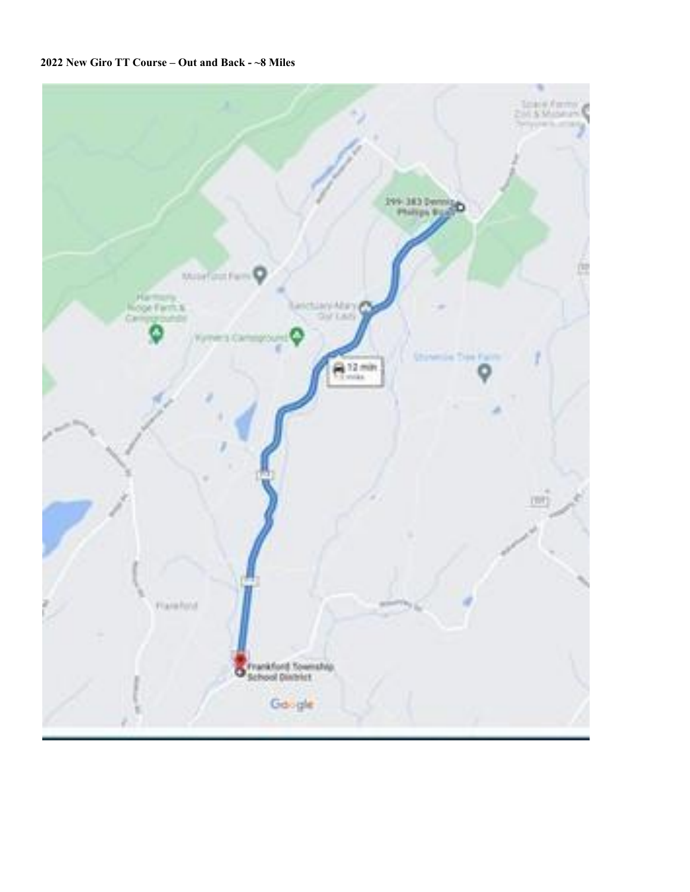**2022 New Giro TT Course – Out and Back - ~8 Miles**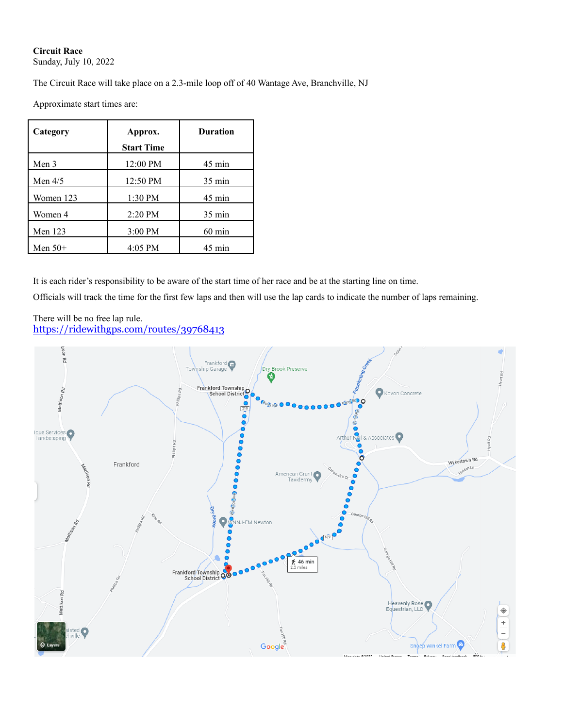**Circuit Race**
Sunday, July 10, 2022

The Circuit Race will take place on a 2.3-mile loop off of 40 Wantage Ave, Branchville, NJ

Approximate start times are:

| Category | Approx. Start Time | Duration |
|---|---|---|
| Men 3 | 12:00 PM | 45 min |
| Men 4/5 | 12:50 PM | 35 min |
| Women 123 | 1:30 PM | 45 min |
| Women 4 | 2:20 PM | 35 min |
| Men 123 | 3:00 PM | 60 min |
| Men 50+ | 4:05 PM | 45 min |

It is each rider's responsibility to be aware of the start time of her race and be at the starting line on time.

Officials will track the time for the first few laps and then will use the lap cards to indicate the number of laps remaining.

There will be no free lap rule.
https://ridewithgps.com/routes/39768413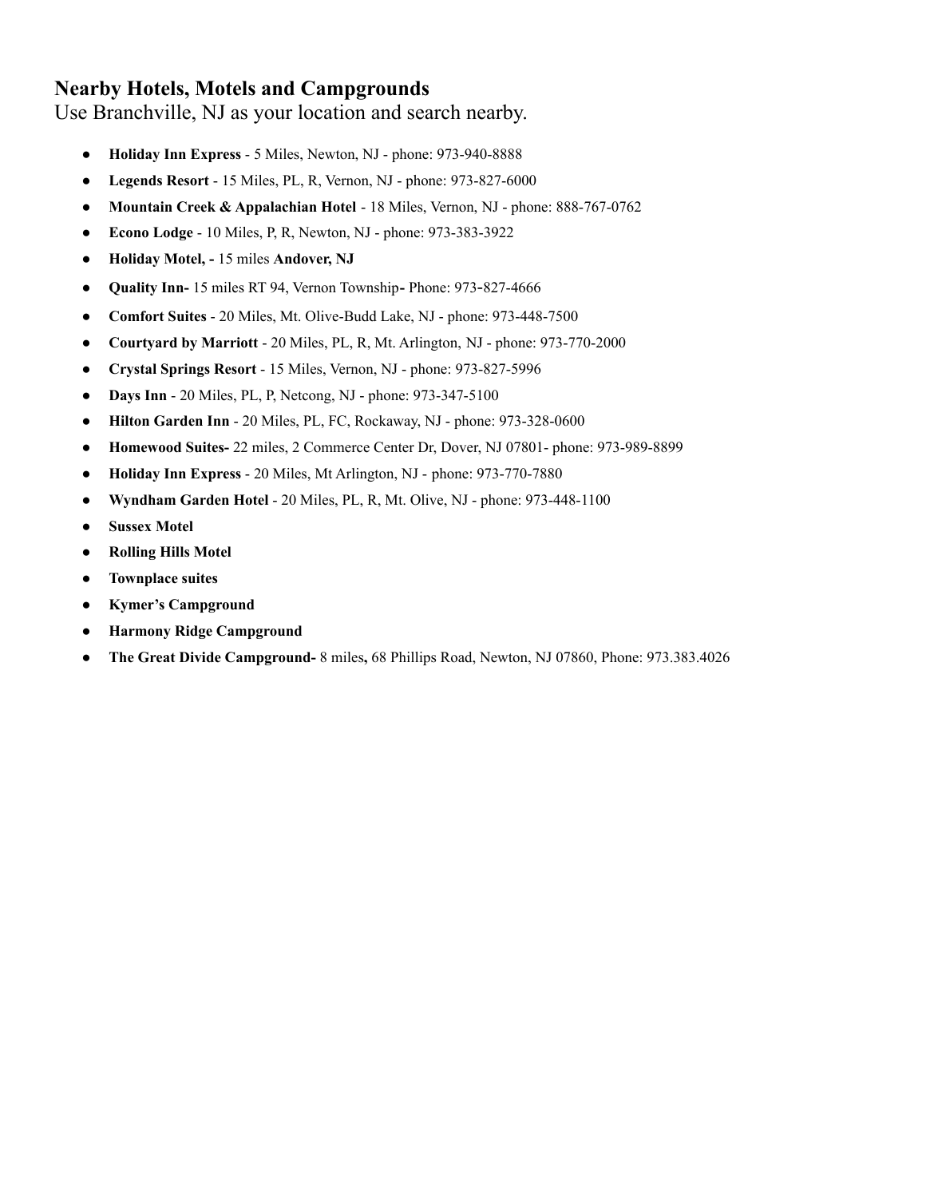## Nearby Hotels, Motels and Campgrounds

Use Branchville, NJ as your location and search nearby.

- **Holiday Inn Express** - 5 Miles, Newton, NJ - phone: 973-940-8888
- **Legends Resort** - 15 Miles, PL, R, Vernon, NJ - phone: 973-827-6000
- **Mountain Creek & Appalachian Hotel** - 18 Miles, Vernon, NJ - phone: 888-767-0762
- **Econo Lodge** - 10 Miles, P, R, Newton, NJ - phone: 973-383-3922
- **Holiday Motel, -** 15 miles **Andover, NJ**
- **Quality Inn-** 15 miles RT 94, Vernon Township**-** Phone: 973-827-4666
- **Comfort Suites** - 20 Miles, Mt. Olive-Budd Lake, NJ - phone: 973-448-7500
- **Courtyard by Marriott** - 20 Miles, PL, R, Mt. Arlington, NJ - phone: 973-770-2000
- **Crystal Springs Resort** - 15 Miles, Vernon, NJ - phone: 973-827-5996
- **Days Inn** - 20 Miles, PL, P, Netcong, NJ - phone: 973-347-5100
- **Hilton Garden Inn** - 20 Miles, PL, FC, Rockaway, NJ - phone: 973-328-0600
- **Homewood Suites-** 22 miles, 2 Commerce Center Dr, Dover, NJ 07801- phone: 973-989-8899
- **Holiday Inn Express** - 20 Miles, Mt Arlington, NJ - phone: 973-770-7880
- **Wyndham Garden Hotel** - 20 Miles, PL, R, Mt. Olive, NJ - phone: 973-448-1100
- **Sussex Motel**
- **Rolling Hills Motel**
- **Townplace suites**
- **Kymer's Campground**
- **Harmony Ridge Campground**
- **The Great Divide Campground-** 8 miles**,** 68 Phillips Road, Newton, NJ 07860, Phone: 973.383.4026